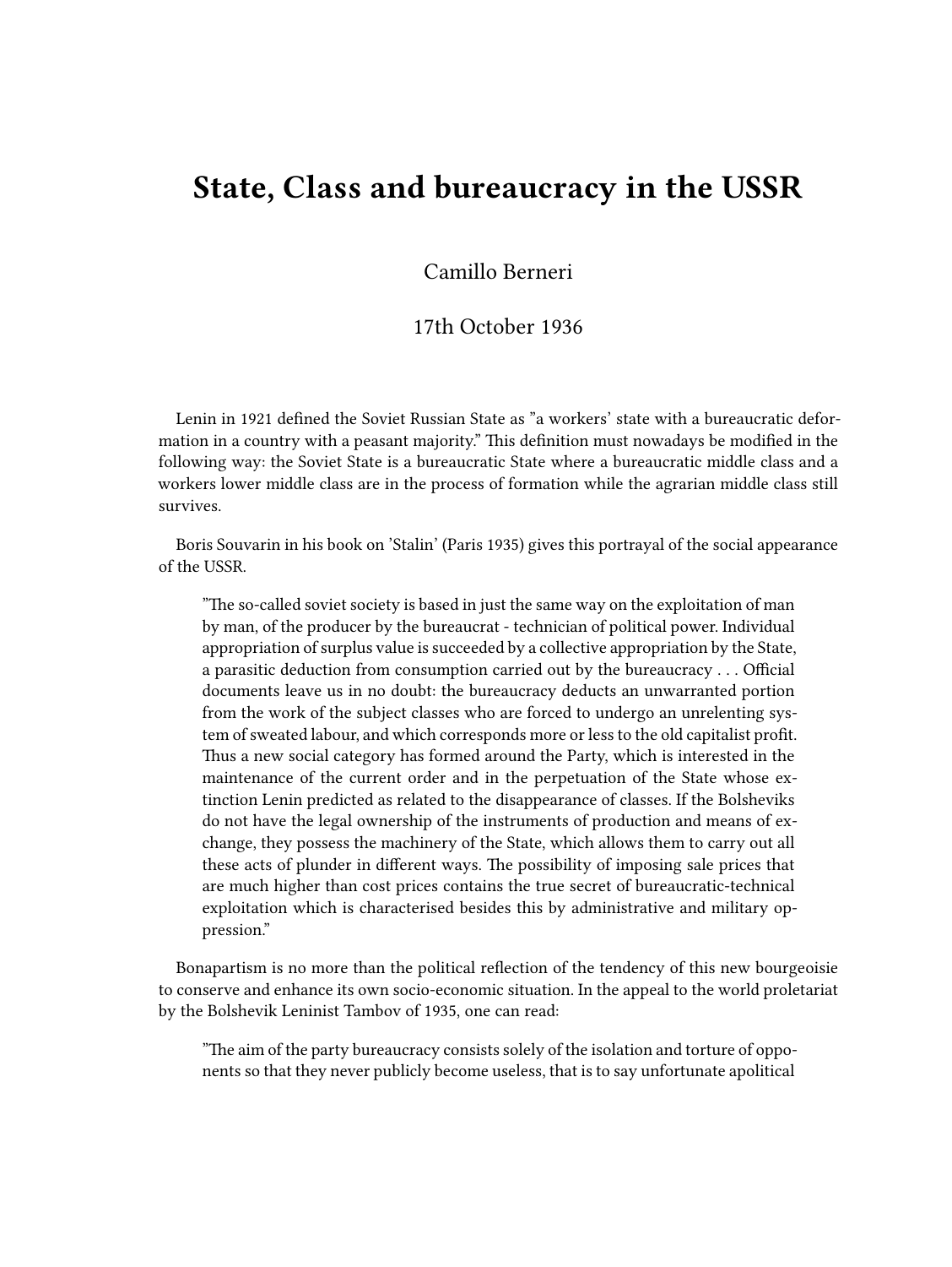# State, Class and bureaucracy in the USSR

Camillo Berneri

17th October 1936

Lenin in 1921 defined the Soviet Russian State as "a workers' state with a bureaucratic deformation in a country with a peasant majority." This definition must nowadays be modified in the following way: the Soviet State is a bureaucratic State where a bureaucratic middle class and a workers lower middle class are in the process of formation while the agrarian middle class still survives.

Boris Souvarin in his book on 'Stalin' (Paris 1935) gives this portrayal of the social appearance of the USSR.

> "The so-called soviet society is based in just the same way on the exploitation of man by man, of the producer by the bureaucrat - technician of political power. Individual appropriation of surplus value is succeeded by a collective appropriation by the State, a parasitic deduction from consumption carried out by the bureaucracy . . . Official documents leave us in no doubt: the bureaucracy deducts an unwarranted portion from the work of the subject classes who are forced to undergo an unrelenting system of sweated labour, and which corresponds more or less to the old capitalist profit. Thus a new social category has formed around the Party, which is interested in the maintenance of the current order and in the perpetuation of the State whose extinction Lenin predicted as related to the disappearance of classes. If the Bolsheviks do not have the legal ownership of the instruments of production and means of exchange, they possess the machinery of the State, which allows them to carry out all these acts of plunder in different ways. The possibility of imposing sale prices that are much higher than cost prices contains the true secret of bureaucratic-technical exploitation which is characterised besides this by administrative and military oppression."

Bonapartism is no more than the political reflection of the tendency of this new bourgeoisie to conserve and enhance its own socio-economic situation. In the appeal to the world proletariat by the Bolshevik Leninist Tambov of 1935, one can read:

> "The aim of the party bureaucracy consists solely of the isolation and torture of opponents so that they never publicly become useless, that is to say unfortunate apolitical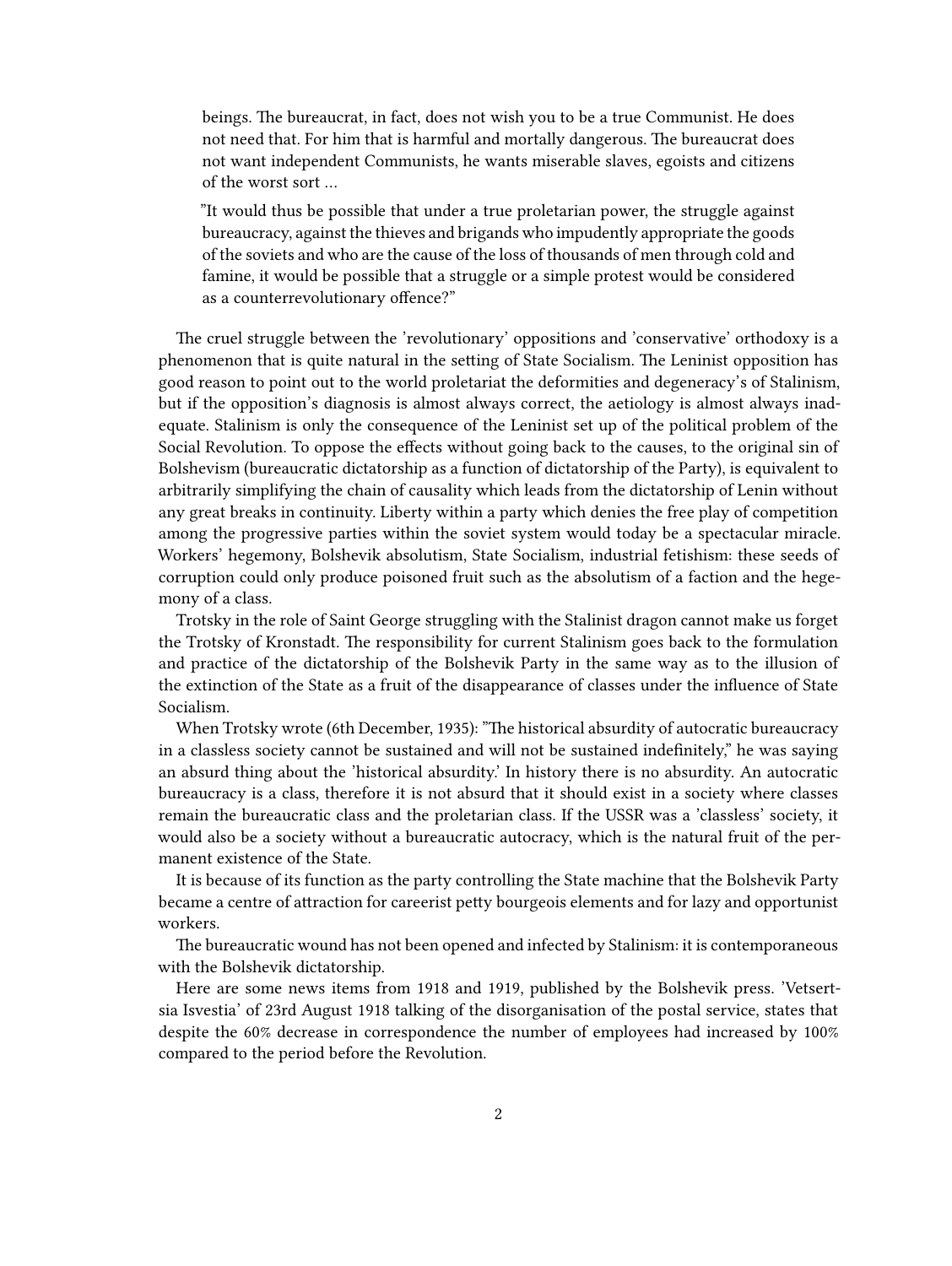> beings. The bureaucrat, in fact, does not wish you to be a true Communist. He does not need that. For him that is harmful and mortally dangerous. The bureaucrat does not want independent Communists, he wants miserable slaves, egoists and citizens of the worst sort …
>
> "It would thus be possible that under a true proletarian power, the struggle against bureaucracy, against the thieves and brigands who impudently appropriate the goods of the soviets and who are the cause of the loss of thousands of men through cold and famine, it would be possible that a struggle or a simple protest would be considered as a counterrevolutionary offence?"

The cruel struggle between the 'revolutionary' oppositions and 'conservative' orthodoxy is a phenomenon that is quite natural in the setting of State Socialism. The Leninist opposition has good reason to point out to the world proletariat the deformities and degeneracy's of Stalinism, but if the opposition's diagnosis is almost always correct, the aetiology is almost always inadequate. Stalinism is only the consequence of the Leninist set up of the political problem of the Social Revolution. To oppose the effects without going back to the causes, to the original sin of Bolshevism (bureaucratic dictatorship as a function of dictatorship of the Party), is equivalent to arbitrarily simplifying the chain of causality which leads from the dictatorship of Lenin without any great breaks in continuity. Liberty within a party which denies the free play of competition among the progressive parties within the soviet system would today be a spectacular miracle. Workers' hegemony, Bolshevik absolutism, State Socialism, industrial fetishism: these seeds of corruption could only produce poisoned fruit such as the absolutism of a faction and the hegemony of a class.

Trotsky in the role of Saint George struggling with the Stalinist dragon cannot make us forget the Trotsky of Kronstadt. The responsibility for current Stalinism goes back to the formulation and practice of the dictatorship of the Bolshevik Party in the same way as to the illusion of the extinction of the State as a fruit of the disappearance of classes under the influence of State Socialism.

When Trotsky wrote (6th December, 1935): "The historical absurdity of autocratic bureaucracy in a classless society cannot be sustained and will not be sustained indefinitely," he was saying an absurd thing about the 'historical absurdity.' In history there is no absurdity. An autocratic bureaucracy is a class, therefore it is not absurd that it should exist in a society where classes remain the bureaucratic class and the proletarian class. If the USSR was a 'classless' society, it would also be a society without a bureaucratic autocracy, which is the natural fruit of the permanent existence of the State.

It is because of its function as the party controlling the State machine that the Bolshevik Party became a centre of attraction for careerist petty bourgeois elements and for lazy and opportunist workers.

The bureaucratic wound has not been opened and infected by Stalinism: it is contemporaneous with the Bolshevik dictatorship.

Here are some news items from 1918 and 1919, published by the Bolshevik press. 'Vetsertsia Isvestia' of 23rd August 1918 talking of the disorganisation of the postal service, states that despite the 60% decrease in correspondence the number of employees had increased by 100% compared to the period before the Revolution.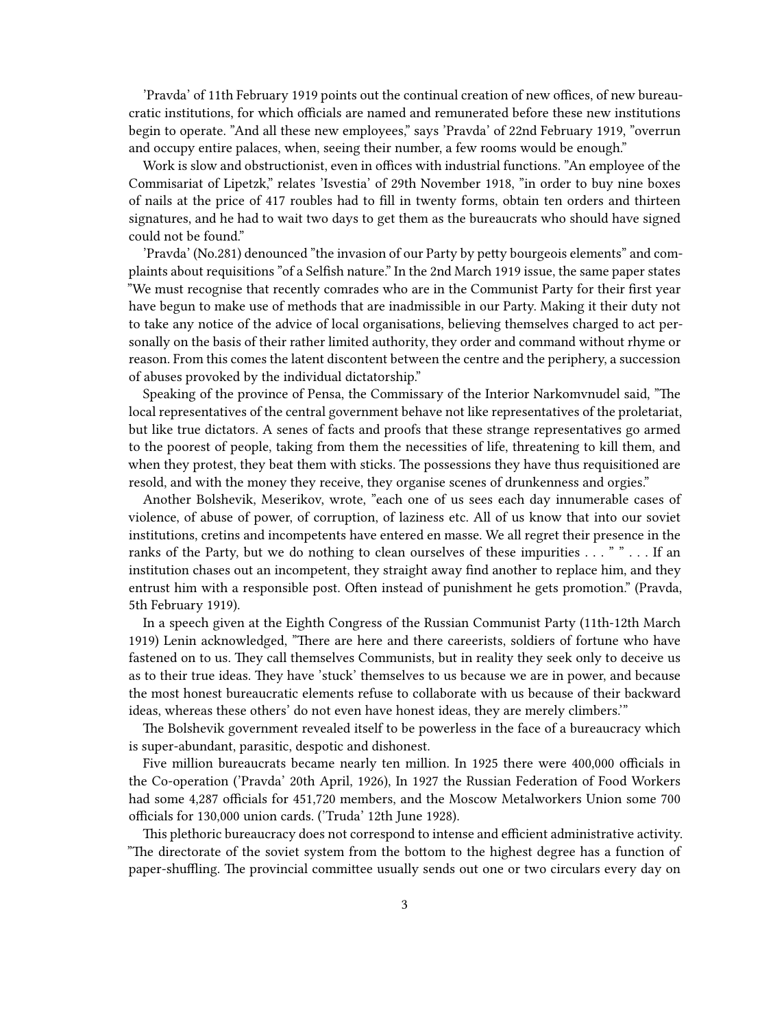'Pravda' of 11th February 1919 points out the continual creation of new offices, of new bureaucratic institutions, for which officials are named and remunerated before these new institutions begin to operate. "And all these new employees," says 'Pravda' of 22nd February 1919, "overrun and occupy entire palaces, when, seeing their number, a few rooms would be enough."

Work is slow and obstructionist, even in offices with industrial functions. "An employee of the Commisariat of Lipetzk," relates 'Isvestia' of 29th November 1918, "in order to buy nine boxes of nails at the price of 417 roubles had to fill in twenty forms, obtain ten orders and thirteen signatures, and he had to wait two days to get them as the bureaucrats who should have signed could not be found."

'Pravda' (No.281) denounced "the invasion of our Party by petty bourgeois elements" and complaints about requisitions "of a Selfish nature." In the 2nd March 1919 issue, the same paper states "We must recognise that recently comrades who are in the Communist Party for their first year have begun to make use of methods that are inadmissible in our Party. Making it their duty not to take any notice of the advice of local organisations, believing themselves charged to act personally on the basis of their rather limited authority, they order and command without rhyme or reason. From this comes the latent discontent between the centre and the periphery, a succession of abuses provoked by the individual dictatorship."

Speaking of the province of Pensa, the Commissary of the Interior Narkomvnudel said, "The local representatives of the central government behave not like representatives of the proletariat, but like true dictators. A senes of facts and proofs that these strange representatives go armed to the poorest of people, taking from them the necessities of life, threatening to kill them, and when they protest, they beat them with sticks. The possessions they have thus requisitioned are resold, and with the money they receive, they organise scenes of drunkenness and orgies."

Another Bolshevik, Meserikov, wrote, "each one of us sees each day innumerable cases of violence, of abuse of power, of corruption, of laziness etc. All of us know that into our soviet institutions, cretins and incompetents have entered en masse. We all regret their presence in the ranks of the Party, but we do nothing to clean ourselves of these impurities . . . " " . . . If an institution chases out an incompetent, they straight away find another to replace him, and they entrust him with a responsible post. Often instead of punishment he gets promotion." (Pravda, 5th February 1919).

In a speech given at the Eighth Congress of the Russian Communist Party (11th-12th March 1919) Lenin acknowledged, "There are here and there careerists, soldiers of fortune who have fastened on to us. They call themselves Communists, but in reality they seek only to deceive us as to their true ideas. They have 'stuck' themselves to us because we are in power, and because the most honest bureaucratic elements refuse to collaborate with us because of their backward ideas, whereas these others' do not even have honest ideas, they are merely climbers.'"

The Bolshevik government revealed itself to be powerless in the face of a bureaucracy which is super-abundant, parasitic, despotic and dishonest.

Five million bureaucrats became nearly ten million. In 1925 there were 400,000 officials in the Co-operation ('Pravda' 20th April, 1926), In 1927 the Russian Federation of Food Workers had some 4,287 officials for 451,720 members, and the Moscow Metalworkers Union some 700 officials for 130,000 union cards. ('Truda' 12th June 1928).

This plethoric bureaucracy does not correspond to intense and efficient administrative activity. "The directorate of the soviet system from the bottom to the highest degree has a function of paper-shuffling. The provincial committee usually sends out one or two circulars every day on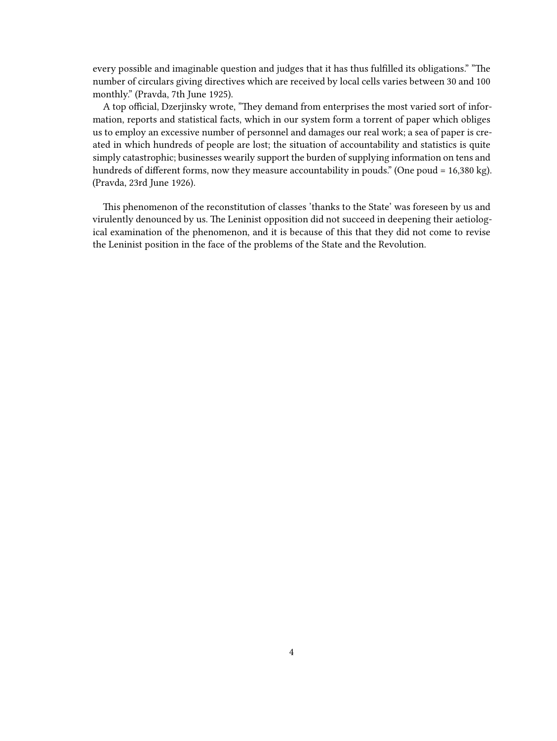every possible and imaginable question and judges that it has thus fulfilled its obligations." "The number of circulars giving directives which are received by local cells varies between 30 and 100 monthly." (Pravda, 7th June 1925).

A top official, Dzerjinsky wrote, "They demand from enterprises the most varied sort of information, reports and statistical facts, which in our system form a torrent of paper which obliges us to employ an excessive number of personnel and damages our real work; a sea of paper is created in which hundreds of people are lost; the situation of accountability and statistics is quite simply catastrophic; businesses wearily support the burden of supplying information on tens and hundreds of different forms, now they measure accountability in pouds." (One poud = 16,380 kg). (Pravda, 23rd June 1926).

This phenomenon of the reconstitution of classes 'thanks to the State' was foreseen by us and virulently denounced by us. The Leninist opposition did not succeed in deepening their aetiological examination of the phenomenon, and it is because of this that they did not come to revise the Leninist position in the face of the problems of the State and the Revolution.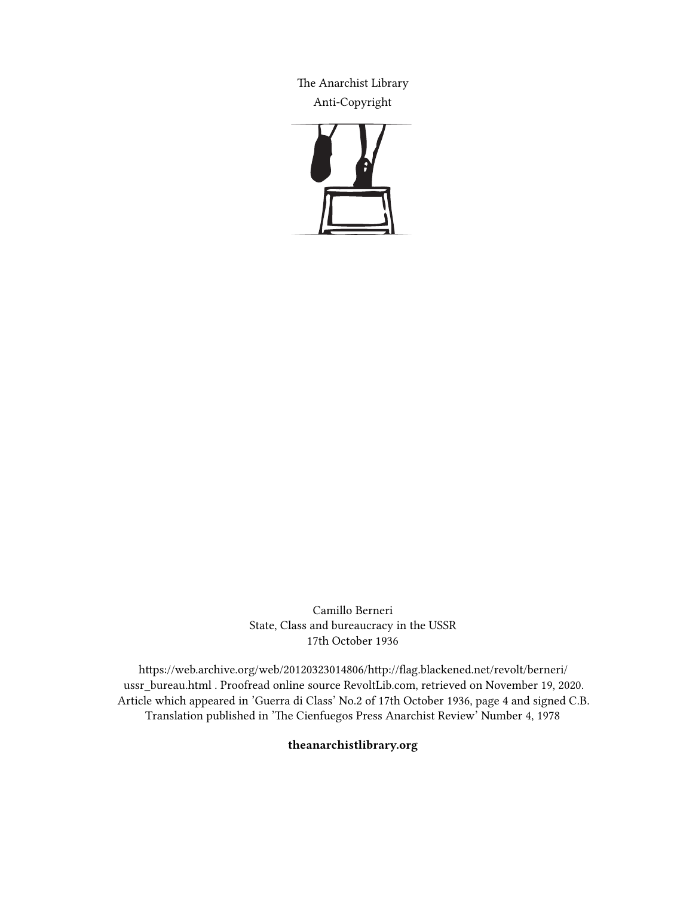The Anarchist Library
Anti-Copyright

Camillo Berneri
State, Class and bureaucracy in the USSR
17th October 1936

https://web.archive.org/web/20120323014806/http://flag.blackened.net/revolt/berneri/ussr_bureau.html . Proofread online source RevoltLib.com, retrieved on November 19, 2020.
Article which appeared in 'Guerra di Class' No.2 of 17th October 1936, page 4 and signed C.B.
Translation published in 'The Cienfuegos Press Anarchist Review' Number 4, 1978

**theanarchistlibrary.org**